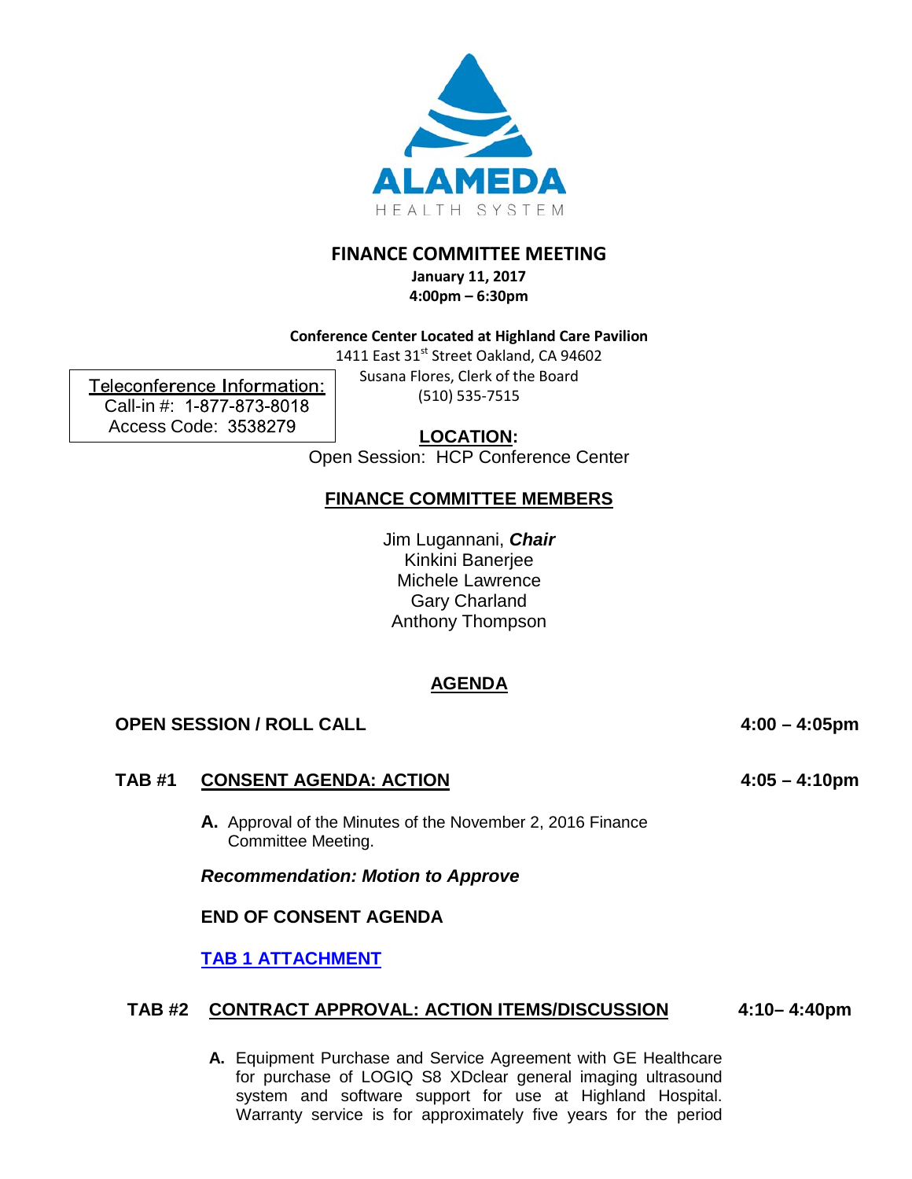ALAMEDA

HEALTH SYSTEM

# FINANCE COMMITTEE MEETING

**January 11, 2017**

**4:00pm – 6:30pm**

**Conference Center Located at Highland Care Pavilion**

1411 East 31st Street Oakland, CA 94602

Susana Flores, Clerk of the Board

(510) 535-7515

Teleconference Information:
Call-in #: 1-877-873-8018
Access Code: 3538279

**LOCATION:**

Open Session: HCP Conference Center

## FINANCE COMMITTEE MEMBERS

Jim Lugannani, ***Chair***
Kinkini Banerjee
Michele Lawrence
Gary Charland
Anthony Thompson

## AGENDA

**OPEN SESSION / ROLL CALL** **4:00 – 4:05pm**

**TAB #1 CONSENT AGENDA: ACTION** **4:05 – 4:10pm**

**A.** Approval of the Minutes of the November 2, 2016 Finance Committee Meeting.

***Recommendation: Motion to Approve***

**END OF CONSENT AGENDA**

**TAB 1 ATTACHMENT**

**TAB #2 CONTRACT APPROVAL: ACTION ITEMS/DISCUSSION** **4:10– 4:40pm**

**A.** Equipment Purchase and Service Agreement with GE Healthcare for purchase of LOGIQ S8 XDclear general imaging ultrasound system and software support for use at Highland Hospital. Warranty service is for approximately five years for the period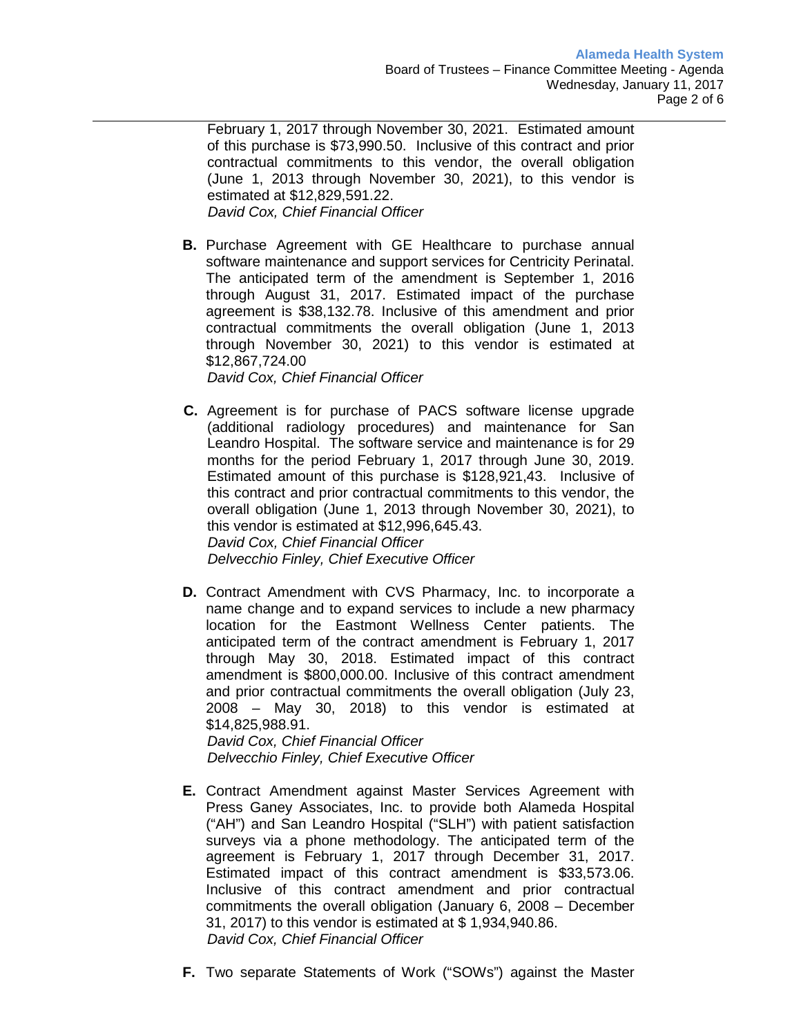February 1, 2017 through November 30, 2021. Estimated amount of this purchase is $73,990.50. Inclusive of this contract and prior contractual commitments to this vendor, the overall obligation (June 1, 2013 through November 30, 2021), to this vendor is estimated at $12,829,591.22.
*David Cox, Chief Financial Officer*

**B.** Purchase Agreement with GE Healthcare to purchase annual software maintenance and support services for Centricity Perinatal. The anticipated term of the amendment is September 1, 2016 through August 31, 2017. Estimated impact of the purchase agreement is $38,132.78. Inclusive of this amendment and prior contractual commitments the overall obligation (June 1, 2013 through November 30, 2021) to this vendor is estimated at $12,867,724.00
*David Cox, Chief Financial Officer*

**C.** Agreement is for purchase of PACS software license upgrade (additional radiology procedures) and maintenance for San Leandro Hospital. The software service and maintenance is for 29 months for the period February 1, 2017 through June 30, 2019. Estimated amount of this purchase is $128,921,43. Inclusive of this contract and prior contractual commitments to this vendor, the overall obligation (June 1, 2013 through November 30, 2021), to this vendor is estimated at $12,996,645.43.
*David Cox, Chief Financial Officer*
*Delvecchio Finley, Chief Executive Officer*

**D.** Contract Amendment with CVS Pharmacy, Inc. to incorporate a name change and to expand services to include a new pharmacy location for the Eastmont Wellness Center patients. The anticipated term of the contract amendment is February 1, 2017 through May 30, 2018. Estimated impact of this contract amendment is $800,000.00. Inclusive of this contract amendment and prior contractual commitments the overall obligation (July 23, 2008 – May 30, 2018) to this vendor is estimated at $14,825,988.91.
*David Cox, Chief Financial Officer*
*Delvecchio Finley, Chief Executive Officer*

**E.** Contract Amendment against Master Services Agreement with Press Ganey Associates, Inc. to provide both Alameda Hospital ("AH") and San Leandro Hospital ("SLH") with patient satisfaction surveys via a phone methodology. The anticipated term of the agreement is February 1, 2017 through December 31, 2017. Estimated impact of this contract amendment is $33,573.06. Inclusive of this contract amendment and prior contractual commitments the overall obligation (January 6, 2008 – December 31, 2017) to this vendor is estimated at $ 1,934,940.86.
*David Cox, Chief Financial Officer*

**F.** Two separate Statements of Work ("SOWs") against the Master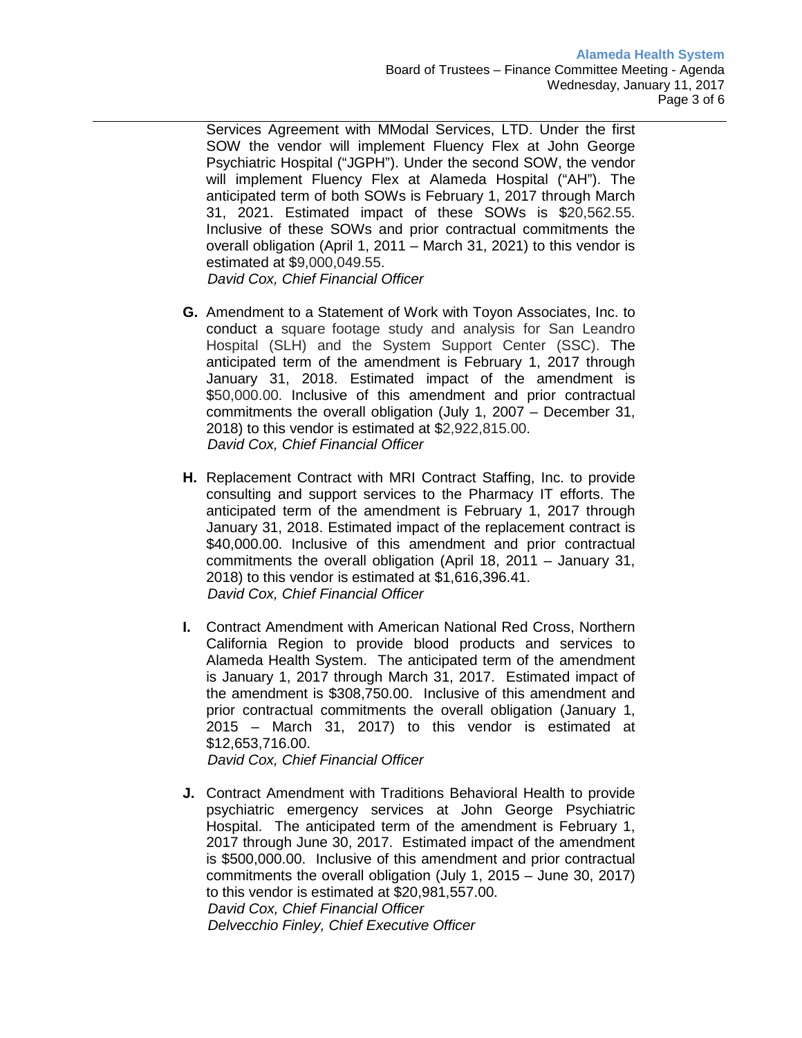Services Agreement with MModal Services, LTD. Under the first SOW the vendor will implement Fluency Flex at John George Psychiatric Hospital ("JGPH"). Under the second SOW, the vendor will implement Fluency Flex at Alameda Hospital ("AH"). The anticipated term of both SOWs is February 1, 2017 through March 31, 2021. Estimated impact of these SOWs is $20,562.55. Inclusive of these SOWs and prior contractual commitments the overall obligation (April 1, 2011 – March 31, 2021) to this vendor is estimated at $9,000,049.55.
*David Cox, Chief Financial Officer*

**G.** Amendment to a Statement of Work with Toyon Associates, Inc. to conduct a square footage study and analysis for San Leandro Hospital (SLH) and the System Support Center (SSC). The anticipated term of the amendment is February 1, 2017 through January 31, 2018. Estimated impact of the amendment is $50,000.00. Inclusive of this amendment and prior contractual commitments the overall obligation (July 1, 2007 – December 31, 2018) to this vendor is estimated at $2,922,815.00.
*David Cox, Chief Financial Officer*

**H.** Replacement Contract with MRI Contract Staffing, Inc. to provide consulting and support services to the Pharmacy IT efforts. The anticipated term of the amendment is February 1, 2017 through January 31, 2018. Estimated impact of the replacement contract is $40,000.00. Inclusive of this amendment and prior contractual commitments the overall obligation (April 18, 2011 – January 31, 2018) to this vendor is estimated at $1,616,396.41.
*David Cox, Chief Financial Officer*

**I.** Contract Amendment with American National Red Cross, Northern California Region to provide blood products and services to Alameda Health System. The anticipated term of the amendment is January 1, 2017 through March 31, 2017. Estimated impact of the amendment is $308,750.00. Inclusive of this amendment and prior contractual commitments the overall obligation (January 1, 2015 – March 31, 2017) to this vendor is estimated at $12,653,716.00.
*David Cox, Chief Financial Officer*

**J.** Contract Amendment with Traditions Behavioral Health to provide psychiatric emergency services at John George Psychiatric Hospital. The anticipated term of the amendment is February 1, 2017 through June 30, 2017. Estimated impact of the amendment is $500,000.00. Inclusive of this amendment and prior contractual commitments the overall obligation (July 1, 2015 – June 30, 2017) to this vendor is estimated at $20,981,557.00.
*David Cox, Chief Financial Officer*
*Delvecchio Finley, Chief Executive Officer*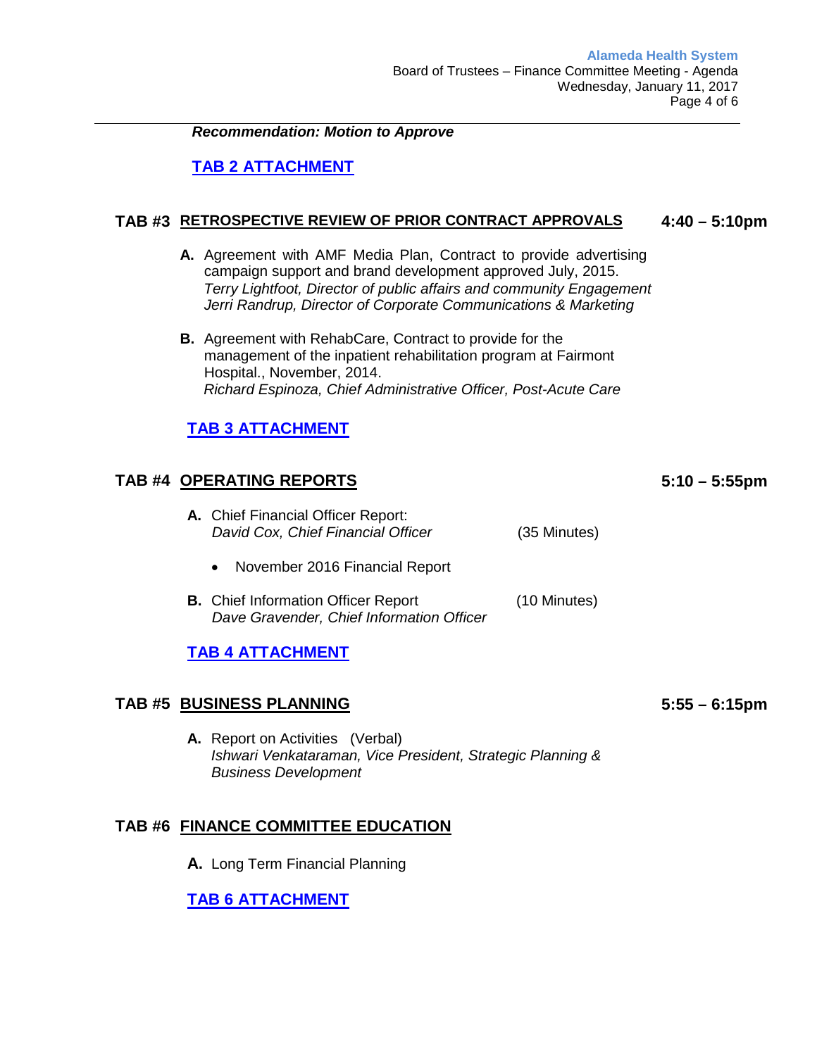***Recommendation: Motion to Approve***

**TAB 2 ATTACHMENT**

## TAB #3 RETROSPECTIVE REVIEW OF PRIOR CONTRACT APPROVALS — 4:40 – 5:10pm

**A.** Agreement with AMF Media Plan, Contract to provide advertising campaign support and brand development approved July, 2015.
*Terry Lightfoot, Director of public affairs and community Engagement*
*Jerri Randrup, Director of Corporate Communications & Marketing*

**B.** Agreement with RehabCare, Contract to provide for the management of the inpatient rehabilitation program at Fairmont Hospital., November, 2014.
*Richard Espinoza, Chief Administrative Officer, Post-Acute Care*

**TAB 3 ATTACHMENT**

## TAB #4 OPERATING REPORTS — 5:10 – 5:55pm

**A.** Chief Financial Officer Report:
*David Cox, Chief Financial Officer* (35 Minutes)

- November 2016 Financial Report

**B.** Chief Information Officer Report (10 Minutes)
*Dave Gravender, Chief Information Officer*

**TAB 4 ATTACHMENT**

## TAB #5 BUSINESS PLANNING — 5:55 – 6:15pm

**A.** Report on Activities (Verbal)
*Ishwari Venkataraman, Vice President, Strategic Planning & Business Development*

## TAB #6 FINANCE COMMITTEE EDUCATION

**A.** Long Term Financial Planning

**TAB 6 ATTACHMENT**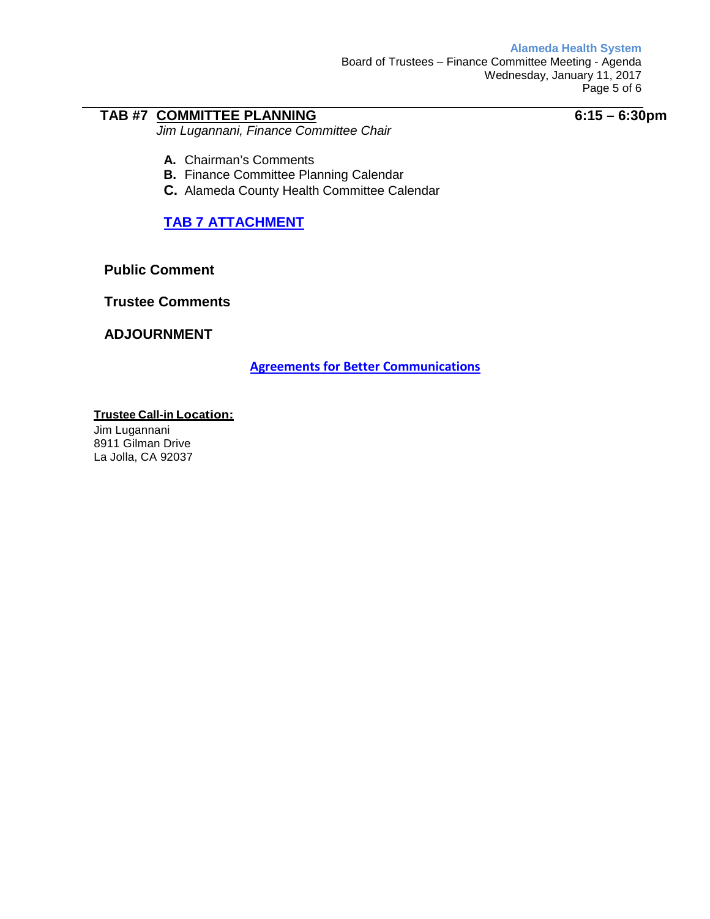## TAB #7 COMMITTEE PLANNING — 6:15 – 6:30pm

*Jim Lugannani, Finance Committee Chair*

- **A.** Chairman's Comments
- **B.** Finance Committee Planning Calendar
- **C.** Alameda County Health Committee Calendar

**TAB 7 ATTACHMENT**

**Public Comment**

**Trustee Comments**

**ADJOURNMENT**

**Agreements for Better Communications**

**Trustee Call-in Location:**

Jim Lugannani
8911 Gilman Drive
La Jolla, CA 92037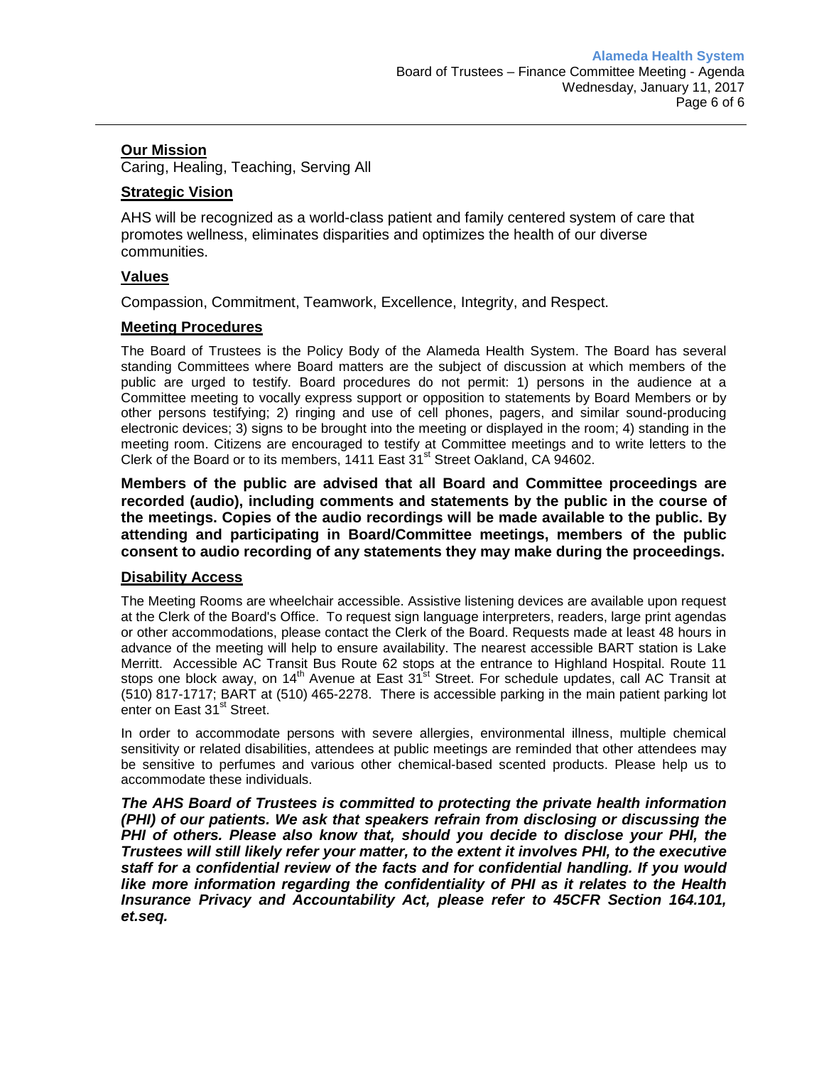## Our Mission

Caring, Healing, Teaching, Serving All

## Strategic Vision

AHS will be recognized as a world-class patient and family centered system of care that promotes wellness, eliminates disparities and optimizes the health of our diverse communities.

## Values

Compassion, Commitment, Teamwork, Excellence, Integrity, and Respect.

## Meeting Procedures

The Board of Trustees is the Policy Body of the Alameda Health System. The Board has several standing Committees where Board matters are the subject of discussion at which members of the public are urged to testify. Board procedures do not permit: 1) persons in the audience at a Committee meeting to vocally express support or opposition to statements by Board Members or by other persons testifying; 2) ringing and use of cell phones, pagers, and similar sound-producing electronic devices; 3) signs to be brought into the meeting or displayed in the room; 4) standing in the meeting room. Citizens are encouraged to testify at Committee meetings and to write letters to the Clerk of the Board or to its members, 1411 East 31st Street Oakland, CA 94602.

**Members of the public are advised that all Board and Committee proceedings are recorded (audio), including comments and statements by the public in the course of the meetings. Copies of the audio recordings will be made available to the public. By attending and participating in Board/Committee meetings, members of the public consent to audio recording of any statements they may make during the proceedings.**

## Disability Access

The Meeting Rooms are wheelchair accessible. Assistive listening devices are available upon request at the Clerk of the Board's Office. To request sign language interpreters, readers, large print agendas or other accommodations, please contact the Clerk of the Board. Requests made at least 48 hours in advance of the meeting will help to ensure availability. The nearest accessible BART station is Lake Merritt. Accessible AC Transit Bus Route 62 stops at the entrance to Highland Hospital. Route 11 stops one block away, on 14th Avenue at East 31st Street. For schedule updates, call AC Transit at (510) 817-1717; BART at (510) 465-2278. There is accessible parking in the main patient parking lot enter on East 31st Street.

In order to accommodate persons with severe allergies, environmental illness, multiple chemical sensitivity or related disabilities, attendees at public meetings are reminded that other attendees may be sensitive to perfumes and various other chemical-based scented products. Please help us to accommodate these individuals.

***The AHS Board of Trustees is committed to protecting the private health information (PHI) of our patients. We ask that speakers refrain from disclosing or discussing the PHI of others. Please also know that, should you decide to disclose your PHI, the Trustees will still likely refer your matter, to the extent it involves PHI, to the executive staff for a confidential review of the facts and for confidential handling. If you would like more information regarding the confidentiality of PHI as it relates to the Health Insurance Privacy and Accountability Act, please refer to 45CFR Section 164.101, et.seq.***